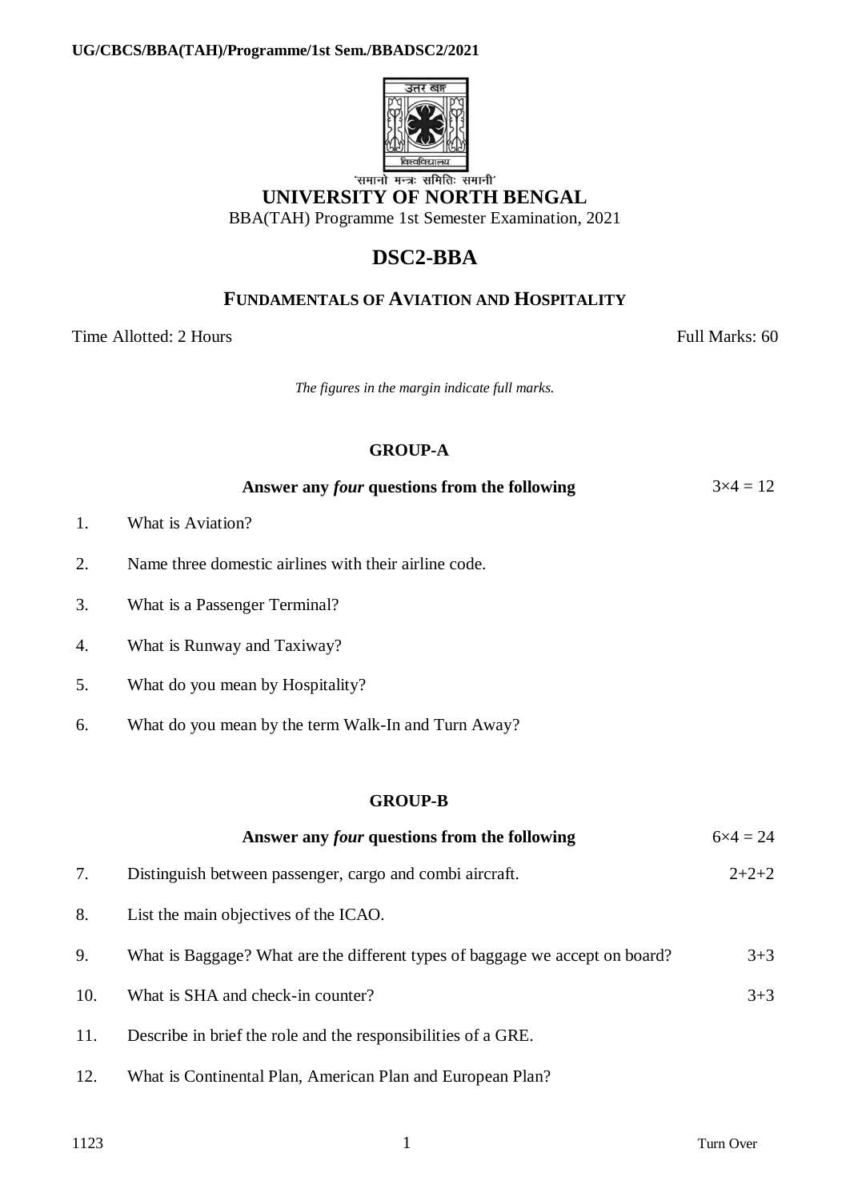UG/CBCS/BBA(TAH)/Programme/1st Sem./BBADSC2/2021

'समानो मन्त्रः समितिः समानी'

# UNIVERSITY OF NORTH BENGAL

BBA(TAH) Programme 1st Semester Examination, 2021

## DSC2-BBA

### FUNDAMENTALS OF AVIATION AND HOSPITALITY

Time Allotted: 2 Hours — Full Marks: 60

*The figures in the margin indicate full marks.*

### GROUP-A

**Answer any *four* questions from the following** — 3×4 = 12

1. What is Aviation?
2. Name three domestic airlines with their airline code.
3. What is a Passenger Terminal?
4. What is Runway and Taxiway?
5. What do you mean by Hospitality?
6. What do you mean by the term Walk-In and Turn Away?

### GROUP-B

**Answer any *four* questions from the following** — 6×4 = 24

7. Distinguish between passenger, cargo and combi aircraft. — 2+2+2
8. List the main objectives of the ICAO.
9. What is Baggage? What are the different types of baggage we accept on board? — 3+3
10. What is SHA and check-in counter? — 3+3
11. Describe in brief the role and the responsibilities of a GRE.
12. What is Continental Plan, American Plan and European Plan?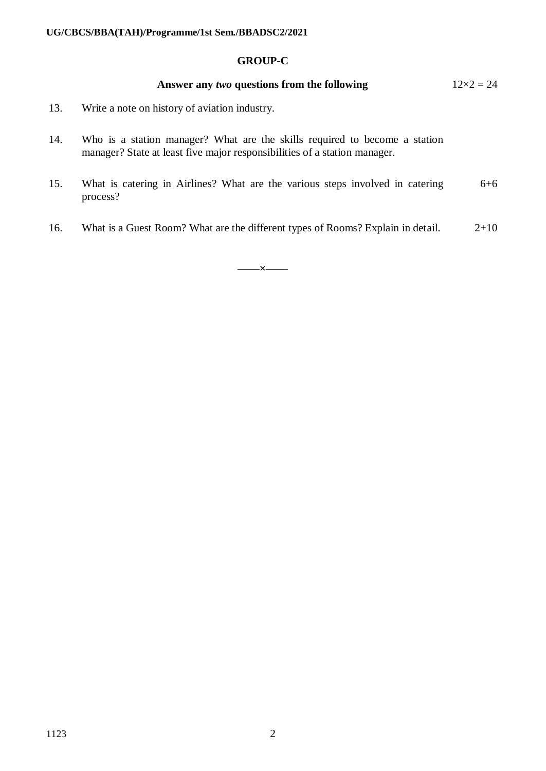## GROUP-C

**Answer any *two* questions from the following** $12\times2 = 24$

13. Write a note on history of aviation industry.

14. Who is a station manager? What are the skills required to become a station manager? State at least five major responsibilities of a station manager.

15. What is catering in Airlines? What are the various steps involved in catering process? 6+6

16. What is a Guest Room? What are the different types of Rooms? Explain in detail. 2+10

——×——